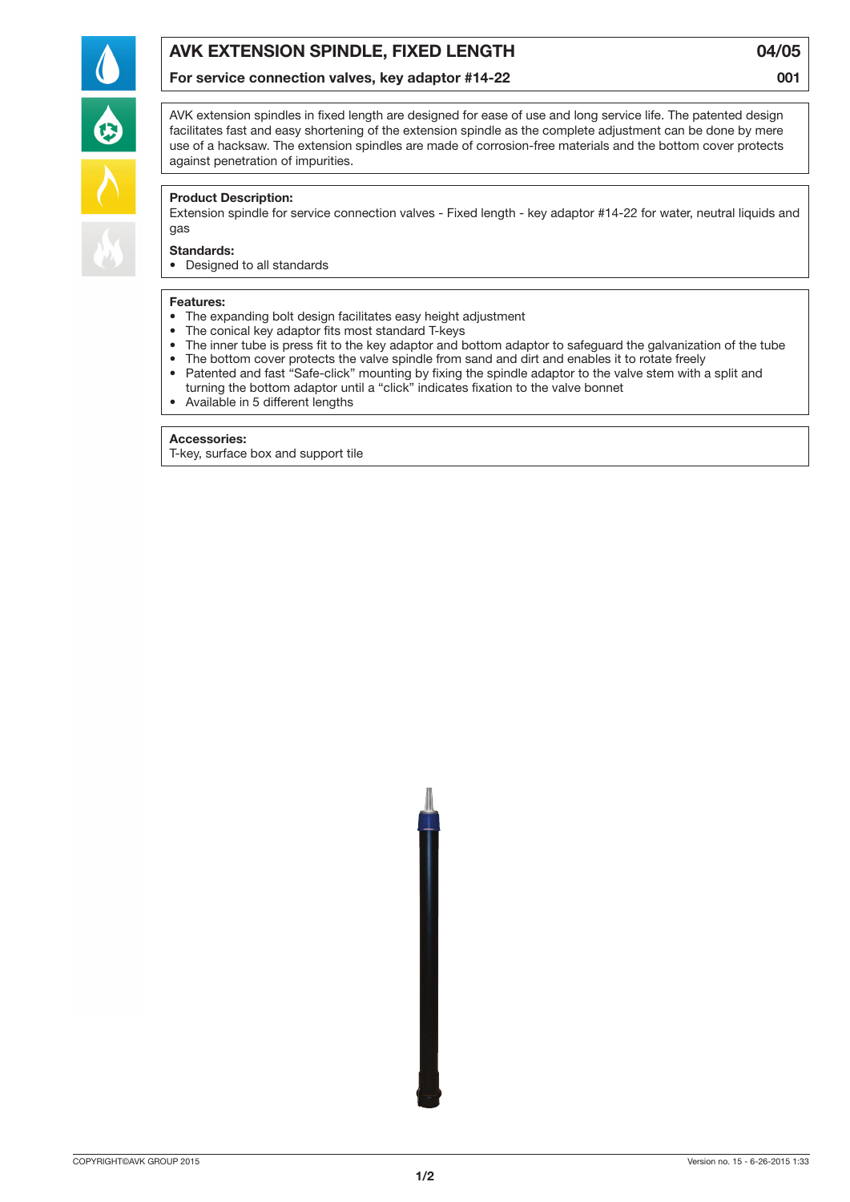# AVK EXTENSION SPINDLE, FIXED LENGTH

**04/05**

## For service connection valves, key adaptor #14-22

**001**

AVK extension spindles in fixed length are designed for ease of use and long service life. The patented design facilitates fast and easy shortening of the extension spindle as the complete adjustment can be done by mere use of a hacksaw. The extension spindles are made of corrosion-free materials and the bottom cover protects against penetration of impurities.

**Product Description:**
Extension spindle for service connection valves - Fixed length - key adaptor #14-22 for water, neutral liquids and gas

**Standards:**
- Designed to all standards

**Features:**
- The expanding bolt design facilitates easy height adjustment
- The conical key adaptor fits most standard T-keys
- The inner tube is press fit to the key adaptor and bottom adaptor to safeguard the galvanization of the tube
- The bottom cover protects the valve spindle from sand and dirt and enables it to rotate freely
- Patented and fast “Safe-click” mounting by fixing the spindle adaptor to the valve stem with a split and turning the bottom adaptor until a “click” indicates fixation to the valve bonnet
- Available in 5 different lengths

**Accessories:**
T-key, surface box and support tile

COPYRIGHT©AVK GROUP 2015

Version no. 15 - 6-26-2015 1:33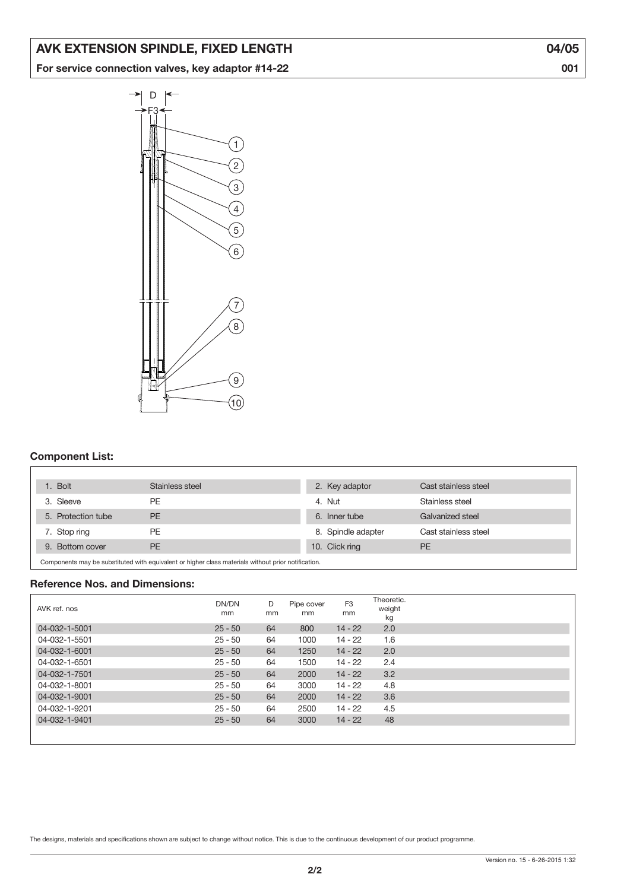# AVK EXTENSION SPINDLE, FIXED LENGTH

**04/05**

## For service connection valves, key adaptor #14-22

**001**

D

F3

1
2
3
4
5
6
7
8
9
10

### Component List:

| | | | |
|---|---|---|---|
| 1. Bolt | Stainless steel | 2. Key adaptor | Cast stainless steel |
| 3. Sleeve | PE | 4. Nut | Stainless steel |
| 5. Protection tube | PE | 6. Inner tube | Galvanized steel |
| 7. Stop ring | PE | 8. Spindle adapter | Cast stainless steel |
| 9. Bottom cover | PE | 10. Click ring | PE |

Components may be substituted with equivalent or higher class materials without prior notification.

### Reference Nos. and Dimensions:

| AVK ref. nos | DN/DN mm | D mm | Pipe cover mm | F3 mm | Theoretic. weight kg |
|---|---|---|---|---|---|
| 04-032-1-5001 | 25 - 50 | 64 | 800 | 14 - 22 | 2.0 |
| 04-032-1-5501 | 25 - 50 | 64 | 1000 | 14 - 22 | 1.6 |
| 04-032-1-6001 | 25 - 50 | 64 | 1250 | 14 - 22 | 2.0 |
| 04-032-1-6501 | 25 - 50 | 64 | 1500 | 14 - 22 | 2.4 |
| 04-032-1-7501 | 25 - 50 | 64 | 2000 | 14 - 22 | 3.2 |
| 04-032-1-8001 | 25 - 50 | 64 | 3000 | 14 - 22 | 4.8 |
| 04-032-1-9001 | 25 - 50 | 64 | 2000 | 14 - 22 | 3.6 |
| 04-032-1-9201 | 25 - 50 | 64 | 2500 | 14 - 22 | 4.5 |
| 04-032-1-9401 | 25 - 50 | 64 | 3000 | 14 - 22 | 48 |

The designs, materials and specifications shown are subject to change without notice. This is due to the continuous development of our product programme.

Version no. 15 - 6-26-2015 1:32